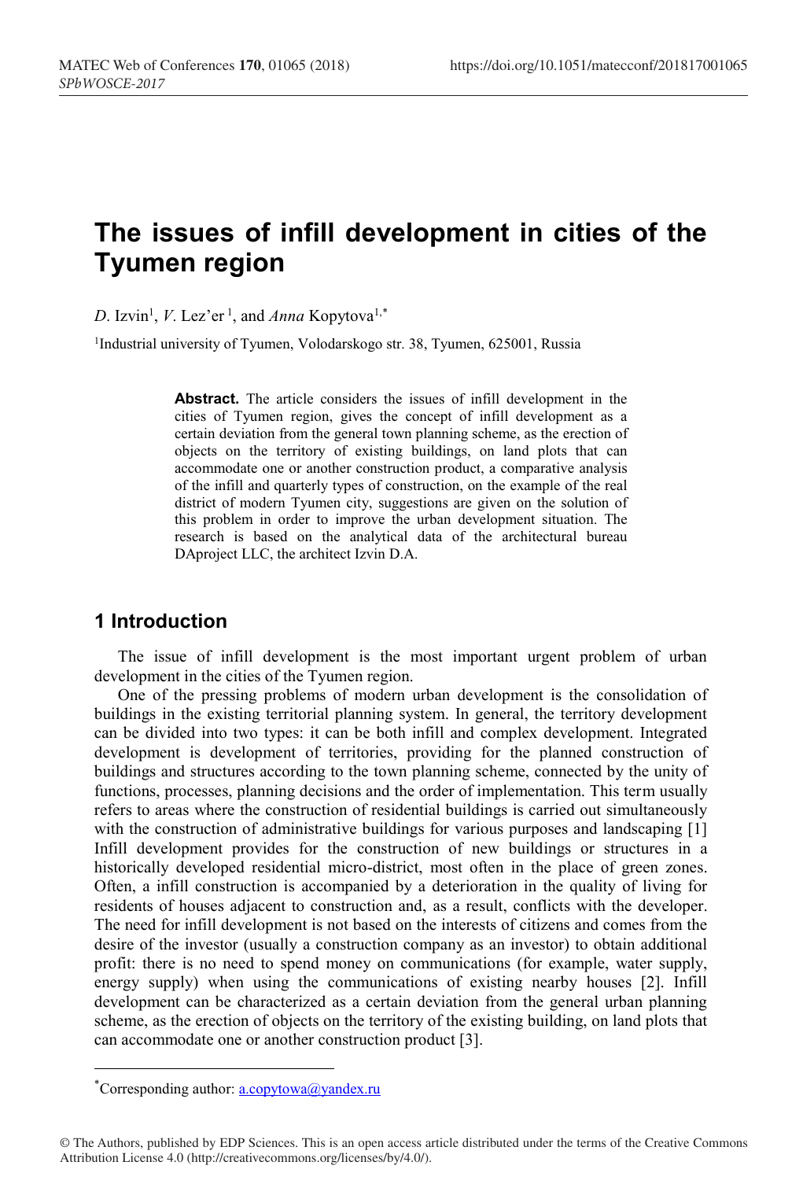# The issues of infill development in cities of the Tyumen region

*D.* Izvin[1], *V.* Lez'er [1], and *Anna* Kopytova[1,*]

[1]Industrial university of Tyumen, Volodarskogo str. 38, Tyumen, 625001, Russia

**Abstract.** The article considers the issues of infill development in the cities of Tyumen region, gives the concept of infill development as a certain deviation from the general town planning scheme, as the erection of objects on the territory of existing buildings, on land plots that can accommodate one or another construction product, a comparative analysis of the infill and quarterly types of construction, on the example of the real district of modern Tyumen city, suggestions are given on the solution of this problem in order to improve the urban development situation. The research is based on the analytical data of the architectural bureau DAproject LLC, the architect Izvin D.A.

## 1 Introduction

The issue of infill development is the most important urgent problem of urban development in the cities of the Tyumen region.

One of the pressing problems of modern urban development is the consolidation of buildings in the existing territorial planning system. In general, the territory development can be divided into two types: it can be both infill and complex development. Integrated development is development of territories, providing for the planned construction of buildings and structures according to the town planning scheme, connected by the unity of functions, processes, planning decisions and the order of implementation. This term usually refers to areas where the construction of residential buildings is carried out simultaneously with the construction of administrative buildings for various purposes and landscaping [1] Infill development provides for the construction of new buildings or structures in a historically developed residential micro-district, most often in the place of green zones. Often, a infill construction is accompanied by a deterioration in the quality of living for residents of houses adjacent to construction and, as a result, conflicts with the developer. The need for infill development is not based on the interests of citizens and comes from the desire of the investor (usually a construction company as an investor) to obtain additional profit: there is no need to spend money on communications (for example, water supply, energy supply) when using the communications of existing nearby houses [2]. Infill development can be characterized as a certain deviation from the general urban planning scheme, as the erection of objects on the territory of the existing building, on land plots that can accommodate one or another construction product [3].

*Corresponding author: a.copytowa@yandex.ru

© The Authors, published by EDP Sciences. This is an open access article distributed under the terms of the Creative Commons Attribution License 4.0 (http://creativecommons.org/licenses/by/4.0/).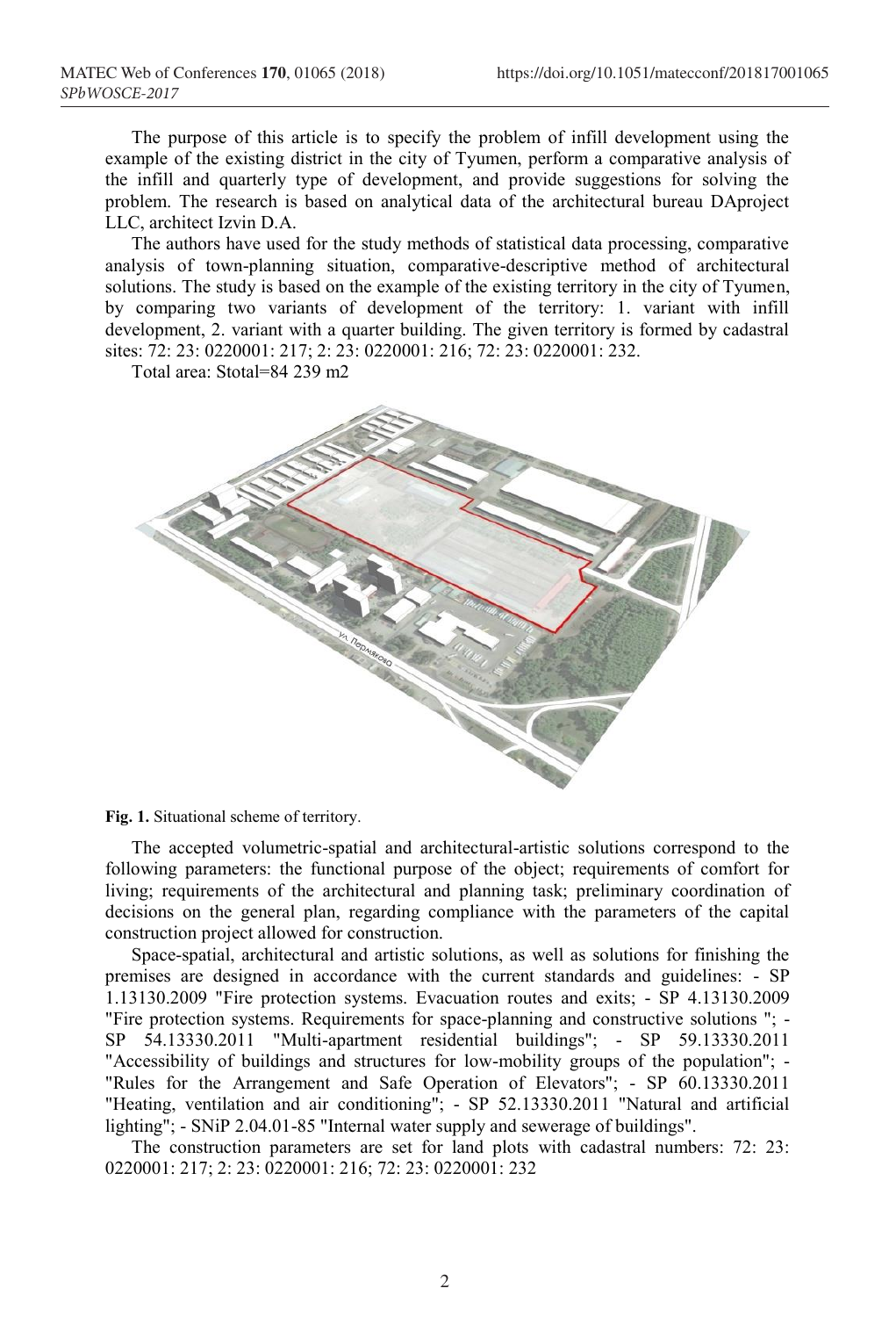The purpose of this article is to specify the problem of infill development using the example of the existing district in the city of Tyumen, perform a comparative analysis of the infill and quarterly type of development, and provide suggestions for solving the problem. The research is based on analytical data of the architectural bureau DAproject LLC, architect Izvin D.A.

The authors have used for the study methods of statistical data processing, comparative analysis of town-planning situation, comparative-descriptive method of architectural solutions. The study is based on the example of the existing territory in the city of Tyumen, by comparing two variants of development of the territory: 1. variant with infill development, 2. variant with a quarter building. The given territory is formed by cadastral sites: 72: 23: 0220001: 217; 2: 23: 0220001: 216; 72: 23: 0220001: 232.

Total area: Stotal=84 239 m2

**Fig. 1.** Situational scheme of territory.

The accepted volumetric-spatial and architectural-artistic solutions correspond to the following parameters: the functional purpose of the object; requirements of comfort for living; requirements of the architectural and planning task; preliminary coordination of decisions on the general plan, regarding compliance with the parameters of the capital construction project allowed for construction.

Space-spatial, architectural and artistic solutions, as well as solutions for finishing the premises are designed in accordance with the current standards and guidelines: - SP 1.13130.2009 "Fire protection systems. Evacuation routes and exits; - SP 4.13130.2009 "Fire protection systems. Requirements for space-planning and constructive solutions "; - SP 54.13330.2011 "Multi-apartment residential buildings"; - SP 59.13330.2011 "Accessibility of buildings and structures for low-mobility groups of the population"; - "Rules for the Arrangement and Safe Operation of Elevators"; - SP 60.13330.2011 "Heating, ventilation and air conditioning"; - SP 52.13330.2011 "Natural and artificial lighting"; - SNiP 2.04.01-85 "Internal water supply and sewerage of buildings".

The construction parameters are set for land plots with cadastral numbers: 72: 23: 0220001: 217; 2: 23: 0220001: 216; 72: 23: 0220001: 232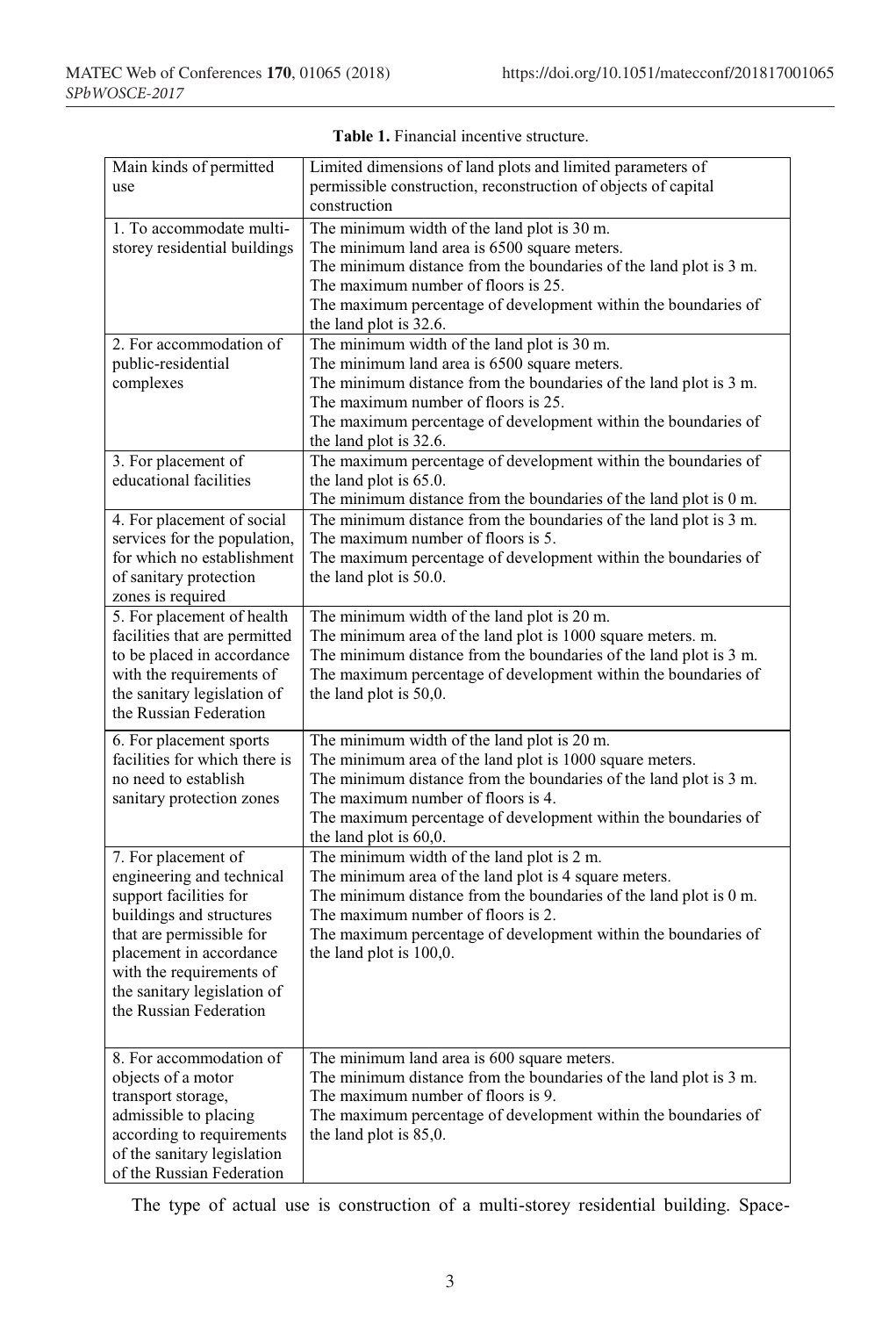**Table 1.** Financial incentive structure.

| Main kinds of permitted use | Limited dimensions of land plots and limited parameters of permissible construction, reconstruction of objects of capital construction |
|---|---|
| 1. To accommodate multi-storey residential buildings | The minimum width of the land plot is 30 m.<br>The minimum land area is 6500 square meters.<br>The minimum distance from the boundaries of the land plot is 3 m.<br>The maximum number of floors is 25.<br>The maximum percentage of development within the boundaries of the land plot is 32.6. |
| 2. For accommodation of public-residential complexes | The minimum width of the land plot is 30 m.<br>The minimum land area is 6500 square meters.<br>The minimum distance from the boundaries of the land plot is 3 m.<br>The maximum number of floors is 25.<br>The maximum percentage of development within the boundaries of the land plot is 32.6. |
| 3. For placement of educational facilities | The maximum percentage of development within the boundaries of the land plot is 65.0.<br>The minimum distance from the boundaries of the land plot is 0 m. |
| 4. For placement of social services for the population, for which no establishment of sanitary protection zones is required | The minimum distance from the boundaries of the land plot is 3 m.<br>The maximum number of floors is 5.<br>The maximum percentage of development within the boundaries of the land plot is 50.0. |
| 5. For placement of health facilities that are permitted to be placed in accordance with the requirements of the sanitary legislation of the Russian Federation | The minimum width of the land plot is 20 m.<br>The minimum area of the land plot is 1000 square meters. m.<br>The minimum distance from the boundaries of the land plot is 3 m.<br>The maximum percentage of development within the boundaries of the land plot is 50,0. |
| 6. For placement sports facilities for which there is no need to establish sanitary protection zones | The minimum width of the land plot is 20 m.<br>The minimum area of the land plot is 1000 square meters.<br>The minimum distance from the boundaries of the land plot is 3 m.<br>The maximum number of floors is 4.<br>The maximum percentage of development within the boundaries of the land plot is 60,0. |
| 7. For placement of engineering and technical support facilities for buildings and structures that are permissible for placement in accordance with the requirements of the sanitary legislation of the Russian Federation | The minimum width of the land plot is 2 m.<br>The minimum area of the land plot is 4 square meters.<br>The minimum distance from the boundaries of the land plot is 0 m.<br>The maximum number of floors is 2.<br>The maximum percentage of development within the boundaries of the land plot is 100,0. |
| 8. For accommodation of objects of a motor transport storage, admissible to placing according to requirements of the sanitary legislation of the Russian Federation | The minimum land area is 600 square meters.<br>The minimum distance from the boundaries of the land plot is 3 m.<br>The maximum number of floors is 9.<br>The maximum percentage of development within the boundaries of the land plot is 85,0. |

The type of actual use is construction of a multi-storey residential building. Space-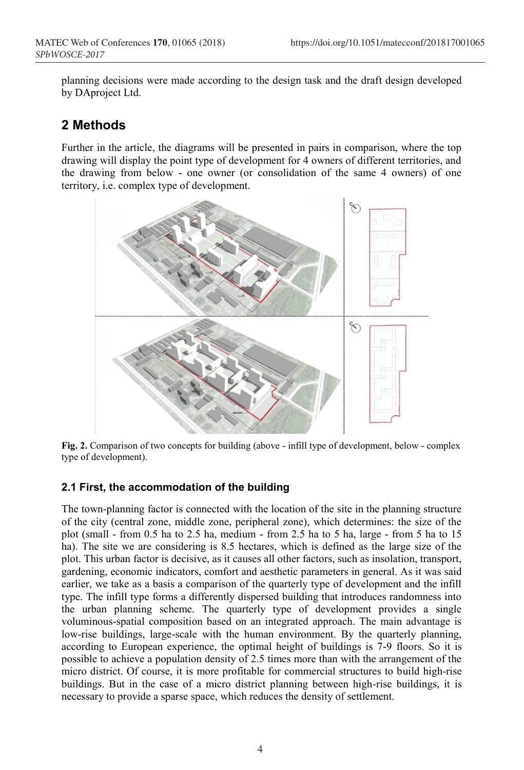planning decisions were made according to the design task and the draft design developed by DAproject Ltd.

## 2 Methods

Further in the article, the diagrams will be presented in pairs in comparison, where the top drawing will display the point type of development for 4 owners of different territories, and the drawing from below - one owner (or consolidation of the same 4 owners) of one territory, i.e. complex type of development.

**Fig. 2.** Comparison of two concepts for building (above - infill type of development, below - complex type of development).

### 2.1 First, the accommodation of the building

The town-planning factor is connected with the location of the site in the planning structure of the city (central zone, middle zone, peripheral zone), which determines: the size of the plot (small - from 0.5 ha to 2.5 ha, medium - from 2.5 ha to 5 ha, large - from 5 ha to 15 ha). The site we are considering is 8.5 hectares, which is defined as the large size of the plot. This urban factor is decisive, as it causes all other factors, such as insolation, transport, gardening, economic indicators, comfort and aesthetic parameters in general. As it was said earlier, we take as a basis a comparison of the quarterly type of development and the infill type. The infill type forms a differently dispersed building that introduces randomness into the urban planning scheme. The quarterly type of development provides a single voluminous-spatial composition based on an integrated approach. The main advantage is low-rise buildings, large-scale with the human environment. By the quarterly planning, according to European experience, the optimal height of buildings is 7-9 floors. So it is possible to achieve a population density of 2.5 times more than with the arrangement of the micro district. Of course, it is more profitable for commercial structures to build high-rise buildings. But in the case of a micro district planning between high-rise buildings, it is necessary to provide a sparse space, which reduces the density of settlement.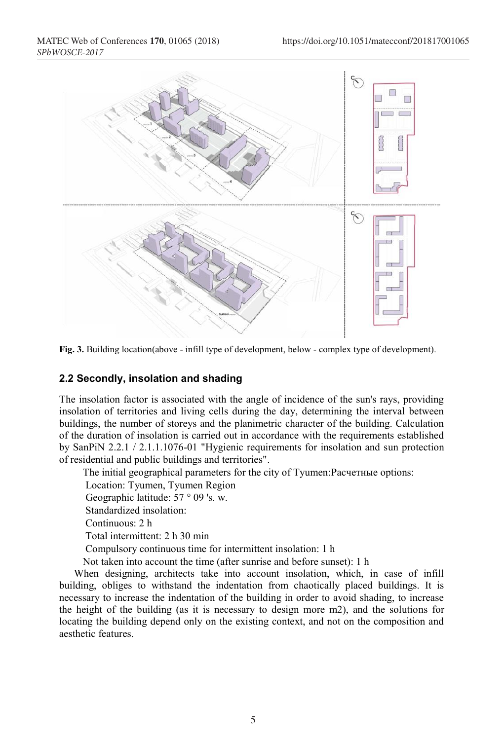**Fig. 3.** Building location(above - infill type of development, below - complex type of development).

### 2.2 Secondly, insolation and shading

The insolation factor is associated with the angle of incidence of the sun's rays, providing insolation of territories and living cells during the day, determining the interval between buildings, the number of storeys and the planimetric character of the building. Calculation of the duration of insolation is carried out in accordance with the requirements established by SanPiN 2.2.1 / 2.1.1.1076-01 "Hygienic requirements for insolation and sun protection of residential and public buildings and territories".

The initial geographical parameters for the city of Tyumen:Расчетные options:

Location: Tyumen, Tyumen Region

Geographic latitude: 57 ° 09 's. w.

Standardized insolation:

Continuous: 2 h

Total intermittent: 2 h 30 min

Compulsory continuous time for intermittent insolation: 1 h

Not taken into account the time (after sunrise and before sunset): 1 h

When designing, architects take into account insolation, which, in case of infill building, obliges to withstand the indentation from chaotically placed buildings. It is necessary to increase the indentation of the building in order to avoid shading, to increase the height of the building (as it is necessary to design more m2), and the solutions for locating the building depend only on the existing context, and not on the composition and aesthetic features.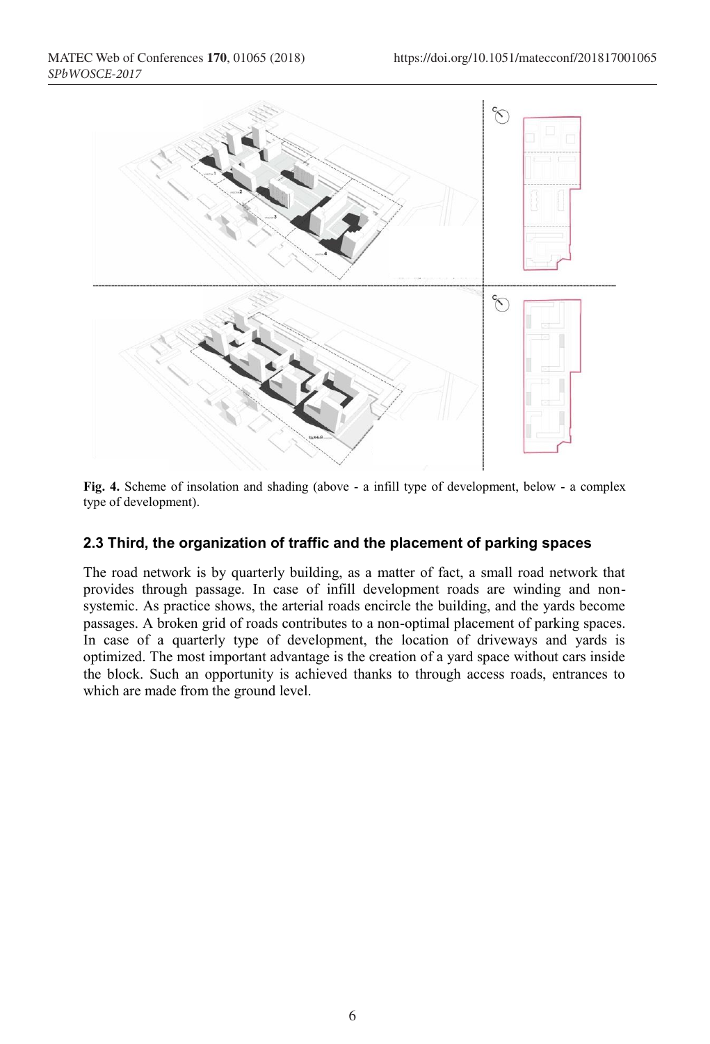**Fig. 4.** Scheme of insolation and shading (above - a infill type of development, below - a complex type of development).

### 2.3 Third, the organization of traffic and the placement of parking spaces

The road network is by quarterly building, as a matter of fact, a small road network that provides through passage. In case of infill development roads are winding and non-systemic. As practice shows, the arterial roads encircle the building, and the yards become passages. A broken grid of roads contributes to a non-optimal placement of parking spaces. In case of a quarterly type of development, the location of driveways and yards is optimized. The most important advantage is the creation of a yard space without cars inside the block. Such an opportunity is achieved thanks to through access roads, entrances to which are made from the ground level.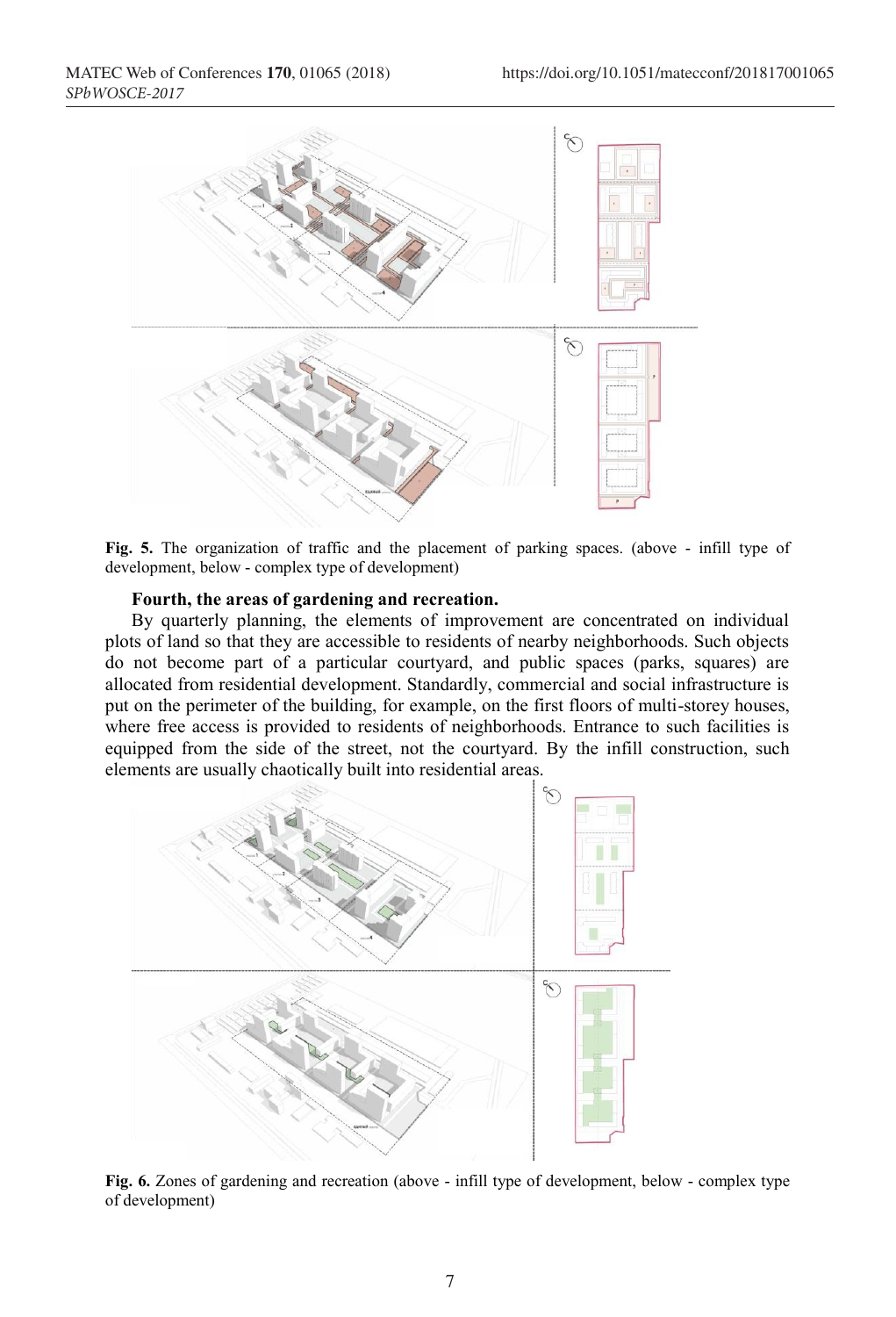**Fig. 5.** The organization of traffic and the placement of parking spaces. (above - infill type of development, below - complex type of development)

**Fourth, the areas of gardening and recreation.**

By quarterly planning, the elements of improvement are concentrated on individual plots of land so that they are accessible to residents of nearby neighborhoods. Such objects do not become part of a particular courtyard, and public spaces (parks, squares) are allocated from residential development. Standardly, commercial and social infrastructure is put on the perimeter of the building, for example, on the first floors of multi-storey houses, where free access is provided to residents of neighborhoods. Entrance to such facilities is equipped from the side of the street, not the courtyard. By the infill construction, such elements are usually chaotically built into residential areas.

**Fig. 6.** Zones of gardening and recreation (above - infill type of development, below - complex type of development)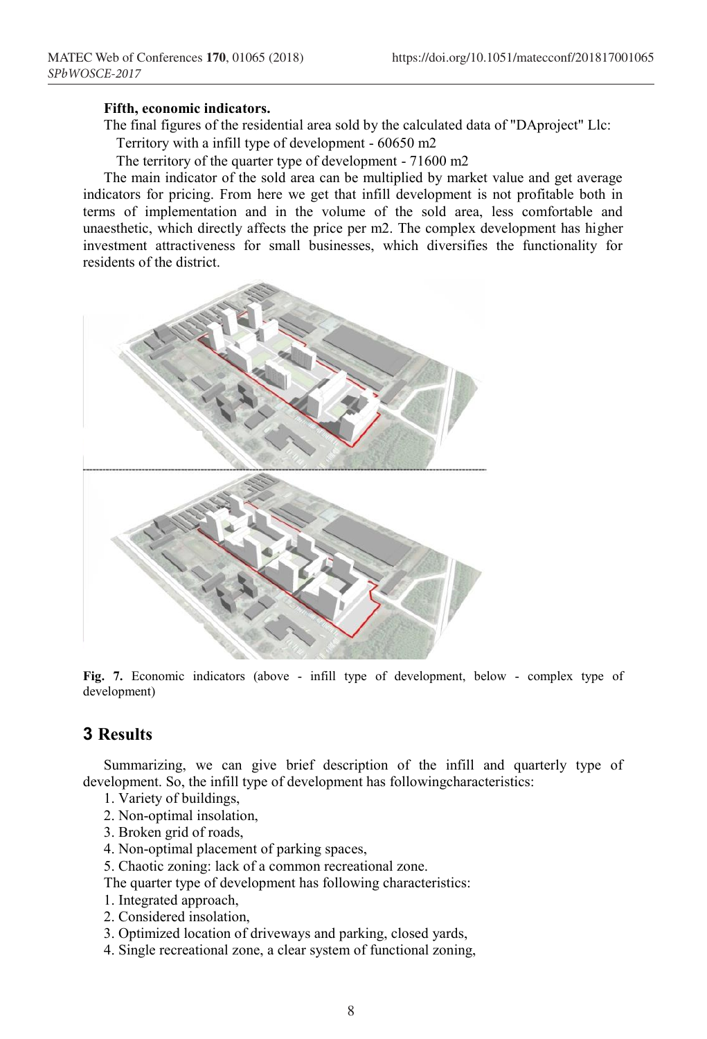**Fifth, economic indicators.**

The final figures of the residential area sold by the calculated data of "DAproject" Llc:

Territory with a infill type of development - 60650 m2

The territory of the quarter type of development - 71600 m2

The main indicator of the sold area can be multiplied by market value and get average indicators for pricing. From here we get that infill development is not profitable both in terms of implementation and in the volume of the sold area, less comfortable and unaesthetic, which directly affects the price per m2. The complex development has higher investment attractiveness for small businesses, which diversifies the functionality for residents of the district.

**Fig. 7.** Economic indicators (above - infill type of development, below - complex type of development)

## 3 Results

Summarizing, we can give brief description of the infill and quarterly type of development. So, the infill type of development has followingcharacteristics:

1. Variety of buildings,
2. Non-optimal insolation,
3. Broken grid of roads,
4. Non-optimal placement of parking spaces,
5. Chaotic zoning: lack of a common recreational zone.

The quarter type of development has following characteristics:

1. Integrated approach,
2. Considered insolation,
3. Optimized location of driveways and parking, closed yards,
4. Single recreational zone, a clear system of functional zoning,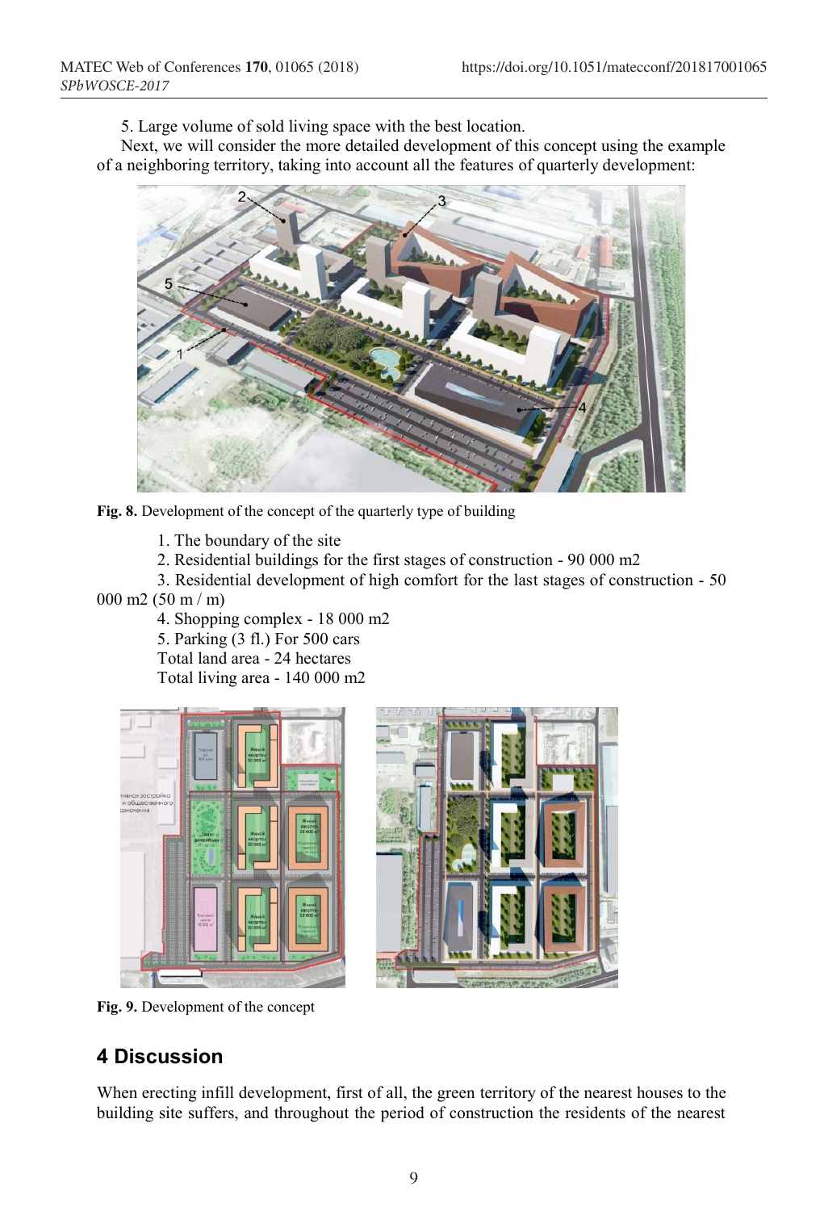5. Large volume of sold living space with the best location.

Next, we will consider the more detailed development of this concept using the example of a neighboring territory, taking into account all the features of quarterly development:

**Fig. 8.** Development of the concept of the quarterly type of building

1. The boundary of the site
2. Residential buildings for the first stages of construction - 90 000 m2
3. Residential development of high comfort for the last stages of construction - 50 000 m2 (50 m / m)
4. Shopping complex - 18 000 m2
5. Parking (3 fl.) For 500 cars

Total land area - 24 hectares

Total living area - 140 000 m2

**Fig. 9.** Development of the concept

## 4 Discussion

When erecting infill development, first of all, the green territory of the nearest houses to the building site suffers, and throughout the period of construction the residents of the nearest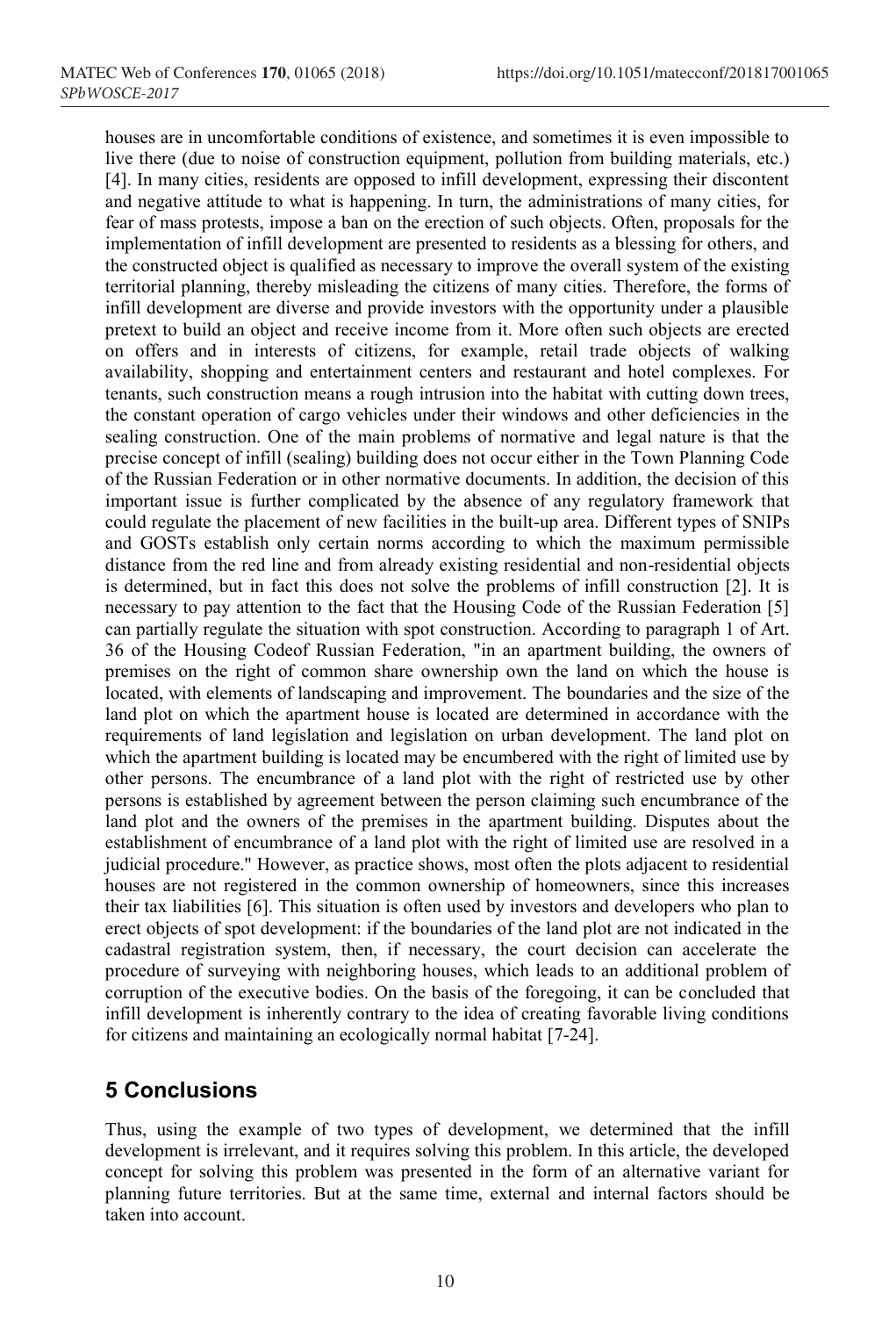houses are in uncomfortable conditions of existence, and sometimes it is even impossible to live there (due to noise of construction equipment, pollution from building materials, etc.) [4]. In many cities, residents are opposed to infill development, expressing their discontent and negative attitude to what is happening. In turn, the administrations of many cities, for fear of mass protests, impose a ban on the erection of such objects. Often, proposals for the implementation of infill development are presented to residents as a blessing for others, and the constructed object is qualified as necessary to improve the overall system of the existing territorial planning, thereby misleading the citizens of many cities. Therefore, the forms of infill development are diverse and provide investors with the opportunity under a plausible pretext to build an object and receive income from it. More often such objects are erected on offers and in interests of citizens, for example, retail trade objects of walking availability, shopping and entertainment centers and restaurant and hotel complexes. For tenants, such construction means a rough intrusion into the habitat with cutting down trees, the constant operation of cargo vehicles under their windows and other deficiencies in the sealing construction. One of the main problems of normative and legal nature is that the precise concept of infill (sealing) building does not occur either in the Town Planning Code of the Russian Federation or in other normative documents. In addition, the decision of this important issue is further complicated by the absence of any regulatory framework that could regulate the placement of new facilities in the built-up area. Different types of SNIPs and GOSTs establish only certain norms according to which the maximum permissible distance from the red line and from already existing residential and non-residential objects is determined, but in fact this does not solve the problems of infill construction [2]. It is necessary to pay attention to the fact that the Housing Code of the Russian Federation [5] can partially regulate the situation with spot construction. According to paragraph 1 of Art. 36 of the Housing Codeof Russian Federation, "in an apartment building, the owners of premises on the right of common share ownership own the land on which the house is located, with elements of landscaping and improvement. The boundaries and the size of the land plot on which the apartment house is located are determined in accordance with the requirements of land legislation and legislation on urban development. The land plot on which the apartment building is located may be encumbered with the right of limited use by other persons. The encumbrance of a land plot with the right of restricted use by other persons is established by agreement between the person claiming such encumbrance of the land plot and the owners of the premises in the apartment building. Disputes about the establishment of encumbrance of a land plot with the right of limited use are resolved in a judicial procedure." However, as practice shows, most often the plots adjacent to residential houses are not registered in the common ownership of homeowners, since this increases their tax liabilities [6]. This situation is often used by investors and developers who plan to erect objects of spot development: if the boundaries of the land plot are not indicated in the cadastral registration system, then, if necessary, the court decision can accelerate the procedure of surveying with neighboring houses, which leads to an additional problem of corruption of the executive bodies. On the basis of the foregoing, it can be concluded that infill development is inherently contrary to the idea of creating favorable living conditions for citizens and maintaining an ecologically normal habitat [7-24].

## 5 Conclusions

Thus, using the example of two types of development, we determined that the infill development is irrelevant, and it requires solving this problem. In this article, the developed concept for solving this problem was presented in the form of an alternative variant for planning future territories. But at the same time, external and internal factors should be taken into account.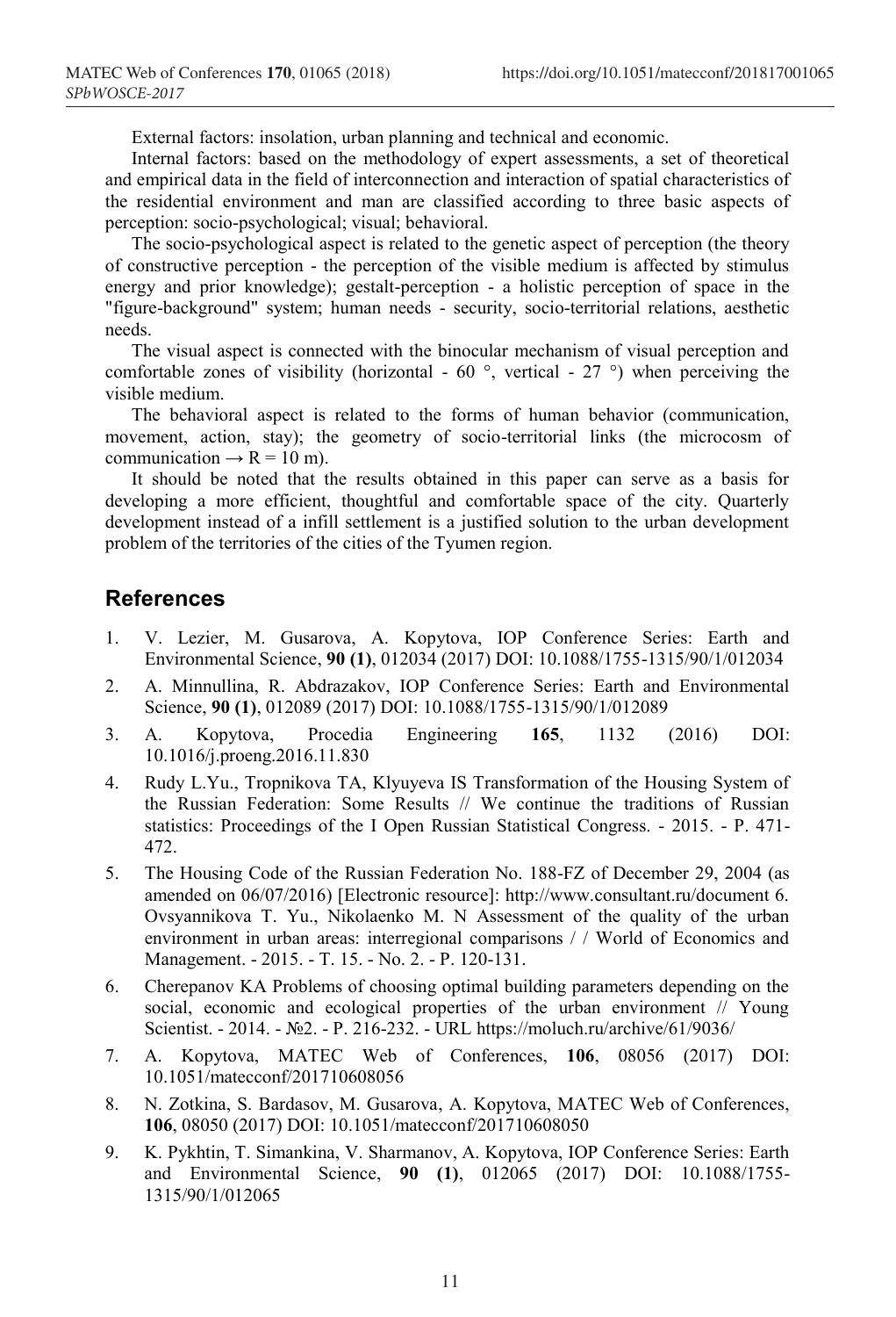External factors: insolation, urban planning and technical and economic.

Internal factors: based on the methodology of expert assessments, a set of theoretical and empirical data in the field of interconnection and interaction of spatial characteristics of the residential environment and man are classified according to three basic aspects of perception: socio-psychological; visual; behavioral.

The socio-psychological aspect is related to the genetic aspect of perception (the theory of constructive perception - the perception of the visible medium is affected by stimulus energy and prior knowledge); gestalt-perception - a holistic perception of space in the "figure-background" system; human needs - security, socio-territorial relations, aesthetic needs.

The visual aspect is connected with the binocular mechanism of visual perception and comfortable zones of visibility (horizontal - 60 °, vertical - 27 °) when perceiving the visible medium.

The behavioral aspect is related to the forms of human behavior (communication, movement, action, stay); the geometry of socio-territorial links (the microcosm of communication → R = 10 m).

It should be noted that the results obtained in this paper can serve as a basis for developing a more efficient, thoughtful and comfortable space of the city. Quarterly development instead of a infill settlement is a justified solution to the urban development problem of the territories of the cities of the Tyumen region.

## References

1. V. Lezier, M. Gusarova, A. Kopytova, IOP Conference Series: Earth and Environmental Science, **90 (1)**, 012034 (2017) DOI: 10.1088/1755-1315/90/1/012034
2. A. Minnullina, R. Abdrazakov, IOP Conference Series: Earth and Environmental Science, **90 (1)**, 012089 (2017) DOI: 10.1088/1755-1315/90/1/012089
3. A. Kopytova, Procedia Engineering **165**, 1132 (2016) DOI: 10.1016/j.proeng.2016.11.830
4. Rudy L.Yu., Tropnikova TA, Klyuyeva IS Transformation of the Housing System of the Russian Federation: Some Results // We continue the traditions of Russian statistics: Proceedings of the I Open Russian Statistical Congress. - 2015. - P. 471-472.
5. The Housing Code of the Russian Federation No. 188-FZ of December 29, 2004 (as amended on 06/07/2016) [Electronic resource]: http://www.consultant.ru/document 6. Ovsyannikova T. Yu., Nikolaenko M. N Assessment of the quality of the urban environment in urban areas: interregional comparisons / / World of Economics and Management. - 2015. - T. 15. - No. 2. - P. 120-131.
6. Cherepanov KA Problems of choosing optimal building parameters depending on the social, economic and ecological properties of the urban environment // Young Scientist. - 2014. - №2. - P. 216-232. - URL https://moluch.ru/archive/61/9036/
7. A. Kopytova, MATEC Web of Conferences, **106**, 08056 (2017) DOI: 10.1051/matecconf/201710608056
8. N. Zotkina, S. Bardasov, M. Gusarova, A. Kopytova, MATEC Web of Conferences, **106**, 08050 (2017) DOI: 10.1051/matecconf/201710608050
9. K. Pykhtin, T. Simankina, V. Sharmanov, A. Kopytova, IOP Conference Series: Earth and Environmental Science, **90 (1)**, 012065 (2017) DOI: 10.1088/1755-1315/90/1/012065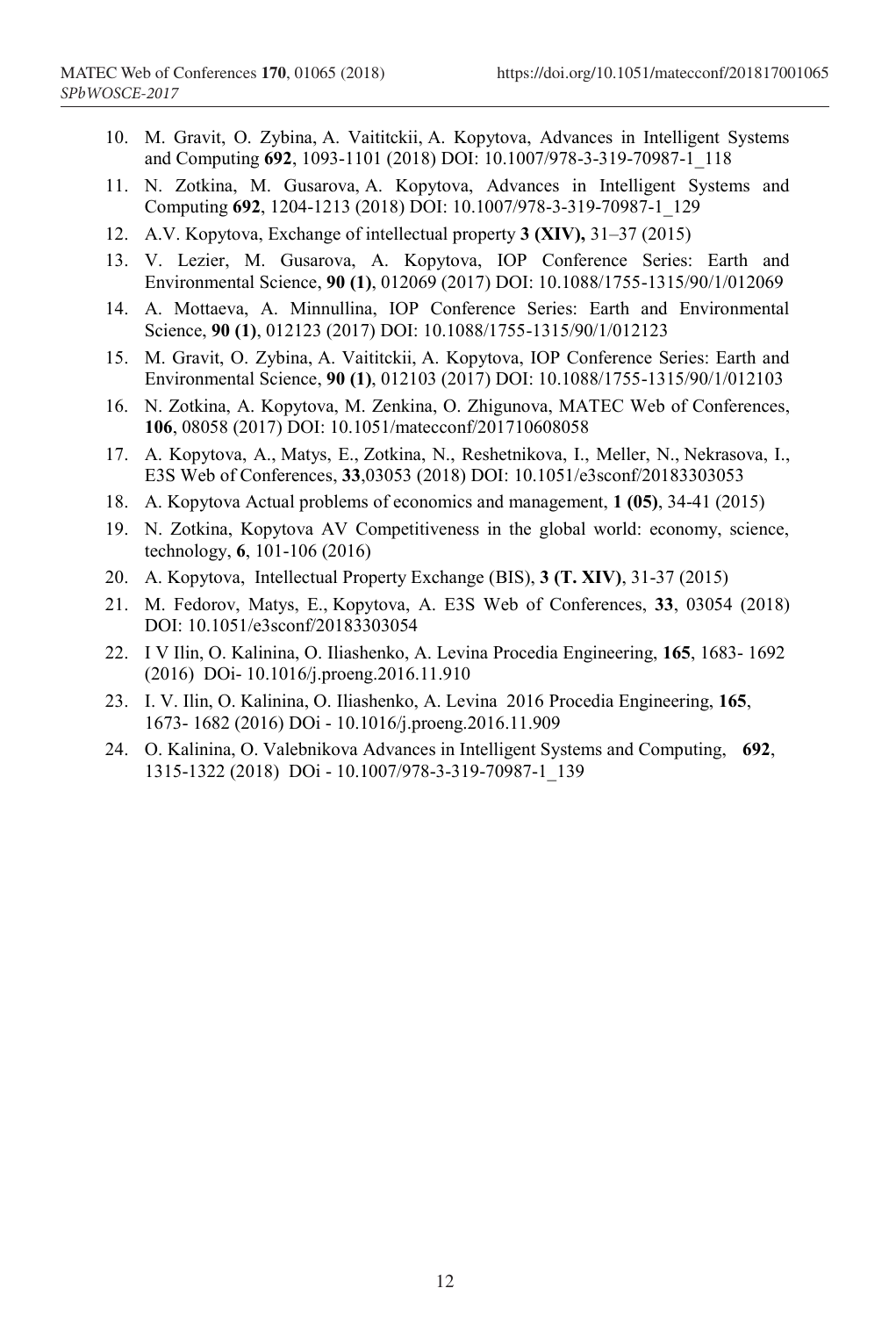10. M. Gravit, O. Zybina, A. Vaititckii, A. Kopytova, Advances in Intelligent Systems and Computing **692**, 1093-1101 (2018) DOI: 10.1007/978-3-319-70987-1_118
11. N. Zotkina, M. Gusarova, A. Kopytova, Advances in Intelligent Systems and Computing **692**, 1204-1213 (2018) DOI: 10.1007/978-3-319-70987-1_129
12. A.V. Kopytova, Exchange of intellectual property **3 (XIV),** 31–37 (2015)
13. V. Lezier, M. Gusarova, A. Kopytova, IOP Conference Series: Earth and Environmental Science, **90 (1)**, 012069 (2017) DOI: 10.1088/1755-1315/90/1/012069
14. A. Mottaeva, A. Minnullina, IOP Conference Series: Earth and Environmental Science, **90 (1)**, 012123 (2017) DOI: 10.1088/1755-1315/90/1/012123
15. M. Gravit, O. Zybina, A. Vaititckii, A. Kopytova, IOP Conference Series: Earth and Environmental Science, **90 (1)**, 012103 (2017) DOI: 10.1088/1755-1315/90/1/012103
16. N. Zotkina, A. Kopytova, M. Zenkina, O. Zhigunova, MATEC Web of Conferences, **106**, 08058 (2017) DOI: 10.1051/matecconf/201710608058
17. A. Kopytova, A., Matys, E., Zotkina, N., Reshetnikova, I., Meller, N., Nekrasova, I., E3S Web of Conferences, **33**,03053 (2018) DOI: 10.1051/e3sconf/20183303053
18. A. Kopytova Actual problems of economics and management, **1 (05)**, 34-41 (2015)
19. N. Zotkina, Kopytova AV Competitiveness in the global world: economy, science, technology, **6**, 101-106 (2016)
20. A. Kopytova, Intellectual Property Exchange (BIS), **3 (T. XIV)**, 31-37 (2015)
21. M. Fedorov, Matys, E., Kopytova, A. E3S Web of Conferences, **33**, 03054 (2018) DOI: 10.1051/e3sconf/20183303054
22. I V Ilin, O. Kalinina, O. Iliashenko, A. Levina Procedia Engineering, **165**, 1683- 1692 (2016) DOi- 10.1016/j.proeng.2016.11.910
23. I. V. Ilin, O. Kalinina, O. Iliashenko, A. Levina 2016 Procedia Engineering, **165**, 1673- 1682 (2016) DOi - 10.1016/j.proeng.2016.11.909
24. O. Kalinina, O. Valebnikova Advances in Intelligent Systems and Computing, **692**, 1315-1322 (2018) DOi - 10.1007/978-3-319-70987-1_139